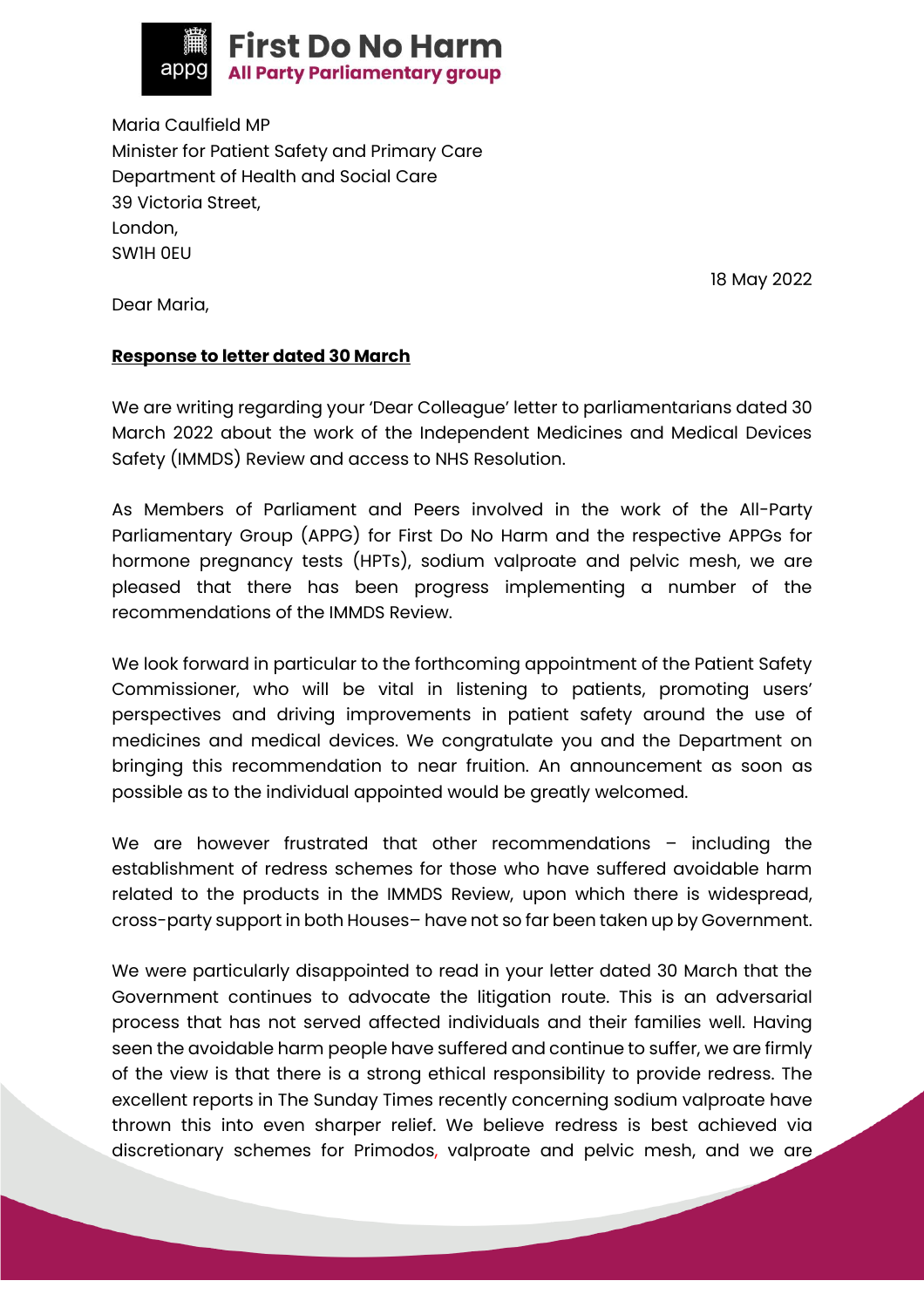**First Do No Harm**
**All Party Parliamentary group**

Maria Caulfield MP
Minister for Patient Safety and Primary Care
Department of Health and Social Care
39 Victoria Street,
London,
SW1H 0EU

18 May 2022

Dear Maria,

**Response to letter dated 30 March**

We are writing regarding your 'Dear Colleague' letter to parliamentarians dated 30 March 2022 about the work of the Independent Medicines and Medical Devices Safety (IMMDS) Review and access to NHS Resolution.

As Members of Parliament and Peers involved in the work of the All-Party Parliamentary Group (APPG) for First Do No Harm and the respective APPGs for hormone pregnancy tests (HPTs), sodium valproate and pelvic mesh, we are pleased that there has been progress implementing a number of the recommendations of the IMMDS Review.

We look forward in particular to the forthcoming appointment of the Patient Safety Commissioner, who will be vital in listening to patients, promoting users' perspectives and driving improvements in patient safety around the use of medicines and medical devices. We congratulate you and the Department on bringing this recommendation to near fruition. An announcement as soon as possible as to the individual appointed would be greatly welcomed.

We are however frustrated that other recommendations – including the establishment of redress schemes for those who have suffered avoidable harm related to the products in the IMMDS Review, upon which there is widespread, cross-party support in both Houses– have not so far been taken up by Government.

We were particularly disappointed to read in your letter dated 30 March that the Government continues to advocate the litigation route. This is an adversarial process that has not served affected individuals and their families well. Having seen the avoidable harm people have suffered and continue to suffer, we are firmly of the view is that there is a strong ethical responsibility to provide redress. The excellent reports in The Sunday Times recently concerning sodium valproate have thrown this into even sharper relief. We believe redress is best achieved via discretionary schemes for Primodos, valproate and pelvic mesh, and we are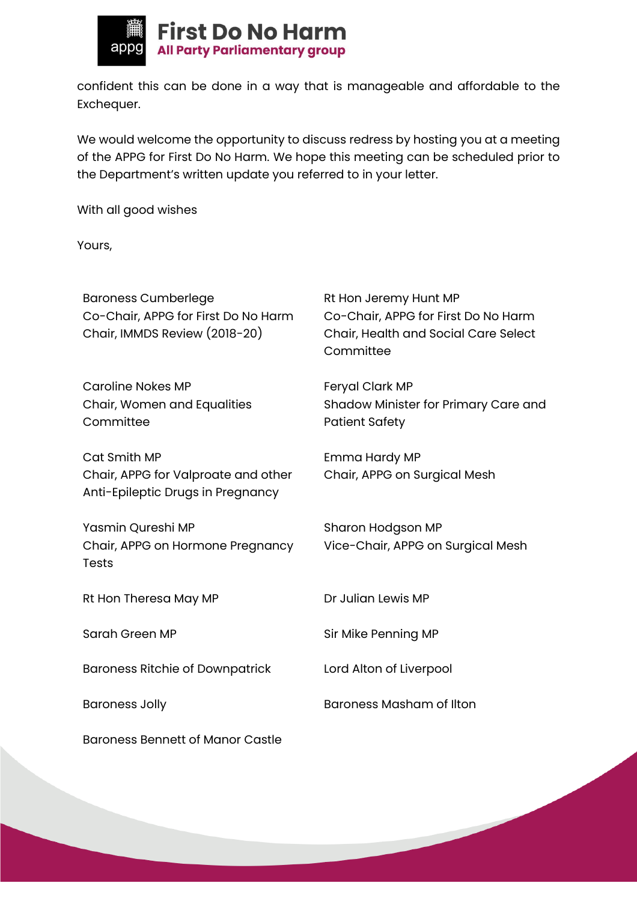confident this can be done in a way that is manageable and affordable to the Exchequer.

We would welcome the opportunity to discuss redress by hosting you at a meeting of the APPG for First Do No Harm. We hope this meeting can be scheduled prior to the Department's written update you referred to in your letter.

With all good wishes

Yours,

Baroness Cumberlege
Co-Chair, APPG for First Do No Harm
Chair, IMMDS Review (2018-20)

Rt Hon Jeremy Hunt MP
Co-Chair, APPG for First Do No Harm
Chair, Health and Social Care Select Committee

Caroline Nokes MP
Chair, Women and Equalities Committee

Feryal Clark MP
Shadow Minister for Primary Care and Patient Safety

Cat Smith MP
Chair, APPG for Valproate and other Anti-Epileptic Drugs in Pregnancy

Emma Hardy MP
Chair, APPG on Surgical Mesh

Yasmin Qureshi MP
Chair, APPG on Hormone Pregnancy Tests

Sharon Hodgson MP
Vice-Chair, APPG on Surgical Mesh

Rt Hon Theresa May MP

Dr Julian Lewis MP

Sarah Green MP

Sir Mike Penning MP

Baroness Ritchie of Downpatrick

Lord Alton of Liverpool

Baroness Jolly

Baroness Masham of Ilton

Baroness Bennett of Manor Castle